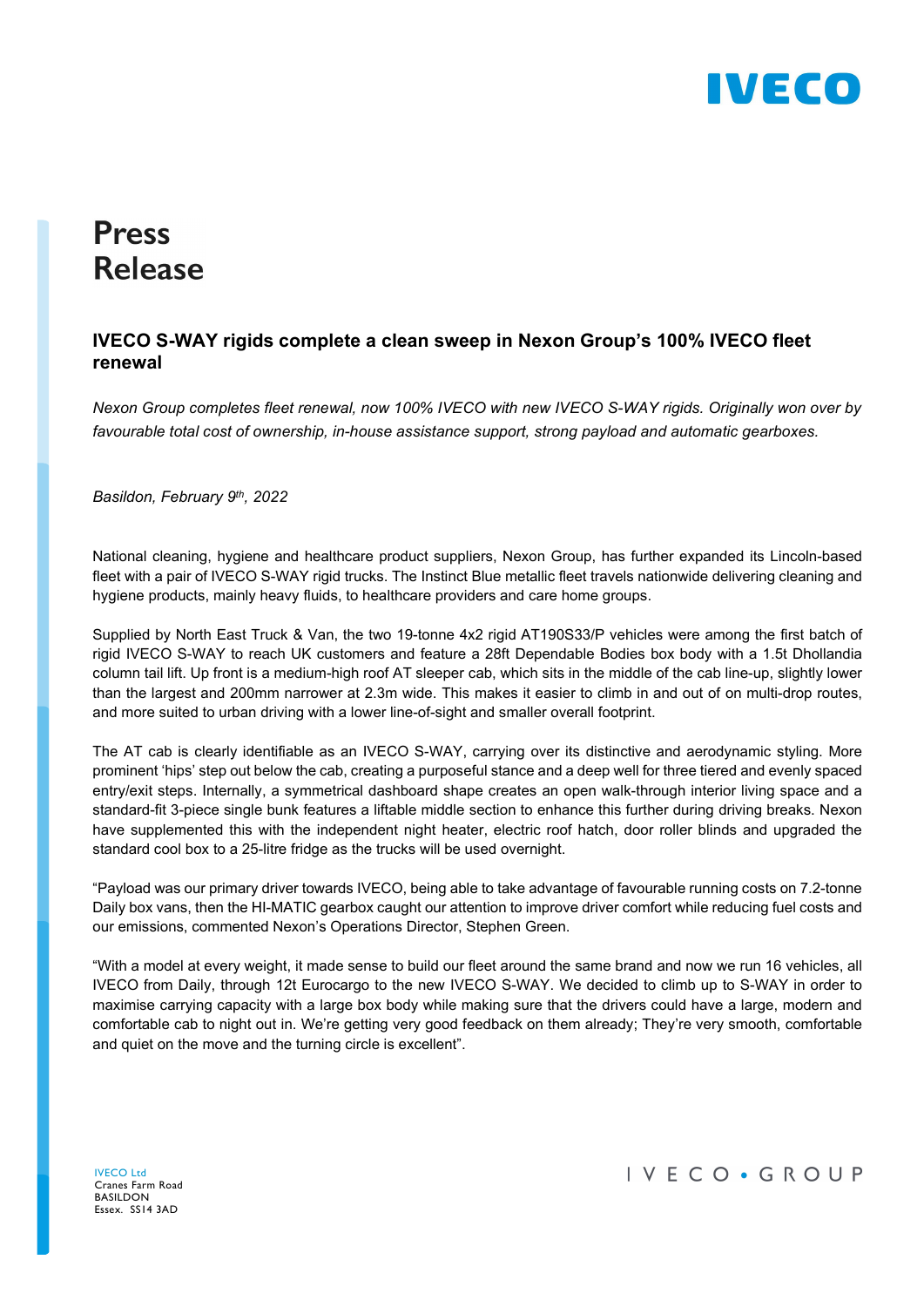# Press Release

## IVECO S-WAY rigids complete a clean sweep in Nexon Group's 100% IVECO fleet renewal

*Nexon Group completes fleet renewal, now 100% IVECO with new IVECO S-WAY rigids. Originally won over by favourable total cost of ownership, in-house assistance support, strong payload and automatic gearboxes.*

*Basildon, February 9th, 2022*

National cleaning, hygiene and healthcare product suppliers, Nexon Group, has further expanded its Lincoln-based fleet with a pair of IVECO S-WAY rigid trucks. The Instinct Blue metallic fleet travels nationwide delivering cleaning and hygiene products, mainly heavy fluids, to healthcare providers and care home groups.

Supplied by North East Truck & Van, the two 19-tonne 4x2 rigid AT190S33/P vehicles were among the first batch of rigid IVECO S-WAY to reach UK customers and feature a 28ft Dependable Bodies box body with a 1.5t Dhollandia column tail lift. Up front is a medium-high roof AT sleeper cab, which sits in the middle of the cab line-up, slightly lower than the largest and 200mm narrower at 2.3m wide. This makes it easier to climb in and out of on multi-drop routes, and more suited to urban driving with a lower line-of-sight and smaller overall footprint.

The AT cab is clearly identifiable as an IVECO S-WAY, carrying over its distinctive and aerodynamic styling. More prominent 'hips' step out below the cab, creating a purposeful stance and a deep well for three tiered and evenly spaced entry/exit steps. Internally, a symmetrical dashboard shape creates an open walk-through interior living space and a standard-fit 3-piece single bunk features a liftable middle section to enhance this further during driving breaks. Nexon have supplemented this with the independent night heater, electric roof hatch, door roller blinds and upgraded the standard cool box to a 25-litre fridge as the trucks will be used overnight.

"Payload was our primary driver towards IVECO, being able to take advantage of favourable running costs on 7.2-tonne Daily box vans, then the HI-MATIC gearbox caught our attention to improve driver comfort while reducing fuel costs and our emissions, commented Nexon's Operations Director, Stephen Green.

"With a model at every weight, it made sense to build our fleet around the same brand and now we run 16 vehicles, all IVECO from Daily, through 12t Eurocargo to the new IVECO S-WAY. We decided to climb up to S-WAY in order to maximise carrying capacity with a large box body while making sure that the drivers could have a large, modern and comfortable cab to night out in. We're getting very good feedback on them already; They're very smooth, comfortable and quiet on the move and the turning circle is excellent".

IVECO Ltd
Cranes Farm Road
BASILDON
Essex. SS14 3AD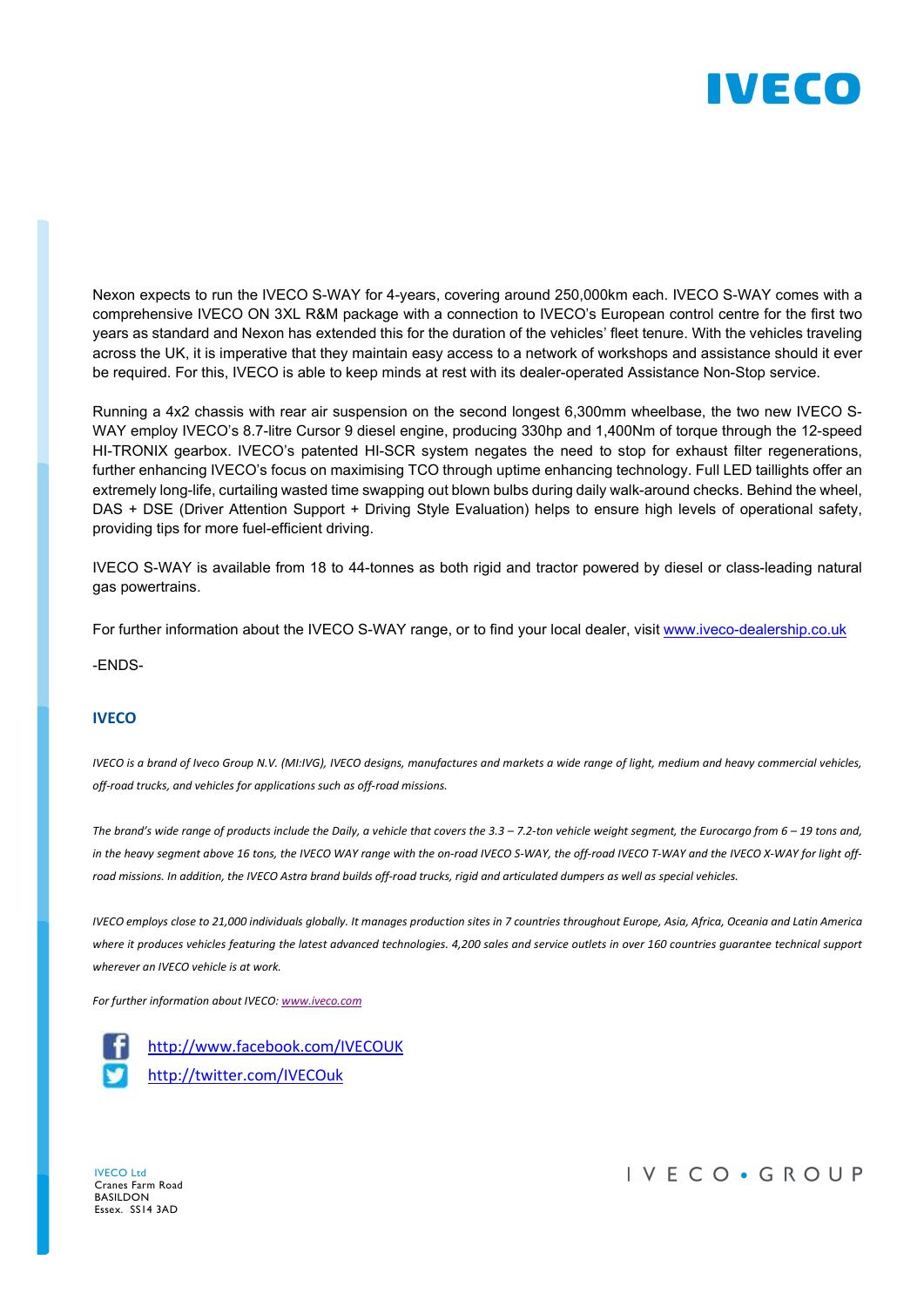Nexon expects to run the IVECO S-WAY for 4-years, covering around 250,000km each. IVECO S-WAY comes with a comprehensive IVECO ON 3XL R&M package with a connection to IVECO's European control centre for the first two years as standard and Nexon has extended this for the duration of the vehicles' fleet tenure. With the vehicles traveling across the UK, it is imperative that they maintain easy access to a network of workshops and assistance should it ever be required. For this, IVECO is able to keep minds at rest with its dealer-operated Assistance Non-Stop service.

Running a 4x2 chassis with rear air suspension on the second longest 6,300mm wheelbase, the two new IVECO S-WAY employ IVECO's 8.7-litre Cursor 9 diesel engine, producing 330hp and 1,400Nm of torque through the 12-speed HI-TRONIX gearbox. IVECO's patented HI-SCR system negates the need to stop for exhaust filter regenerations, further enhancing IVECO's focus on maximising TCO through uptime enhancing technology. Full LED taillights offer an extremely long-life, curtailing wasted time swapping out blown bulbs during daily walk-around checks. Behind the wheel, DAS + DSE (Driver Attention Support + Driving Style Evaluation) helps to ensure high levels of operational safety, providing tips for more fuel-efficient driving.

IVECO S-WAY is available from 18 to 44-tonnes as both rigid and tractor powered by diesel or class-leading natural gas powertrains.

For further information about the IVECO S-WAY range, or to find your local dealer, visit www.iveco-dealership.co.uk

-ENDS-

## IVECO

*IVECO is a brand of Iveco Group N.V. (MI:IVG), IVECO designs, manufactures and markets a wide range of light, medium and heavy commercial vehicles, off-road trucks, and vehicles for applications such as off-road missions.*

*The brand's wide range of products include the Daily, a vehicle that covers the 3.3 – 7.2-ton vehicle weight segment, the Eurocargo from 6 – 19 tons and, in the heavy segment above 16 tons, the IVECO WAY range with the on-road IVECO S-WAY, the off-road IVECO T-WAY and the IVECO X-WAY for light off-road missions. In addition, the IVECO Astra brand builds off-road trucks, rigid and articulated dumpers as well as special vehicles.*

*IVECO employs close to 21,000 individuals globally. It manages production sites in 7 countries throughout Europe, Asia, Africa, Oceania and Latin America where it produces vehicles featuring the latest advanced technologies. 4,200 sales and service outlets in over 160 countries guarantee technical support wherever an IVECO vehicle is at work.*

*For further information about IVECO: www.iveco.com*

http://www.facebook.com/IVECOUK

http://twitter.com/IVECOuk

IVECO Ltd
Cranes Farm Road
BASILDON
Essex. SS14 3AD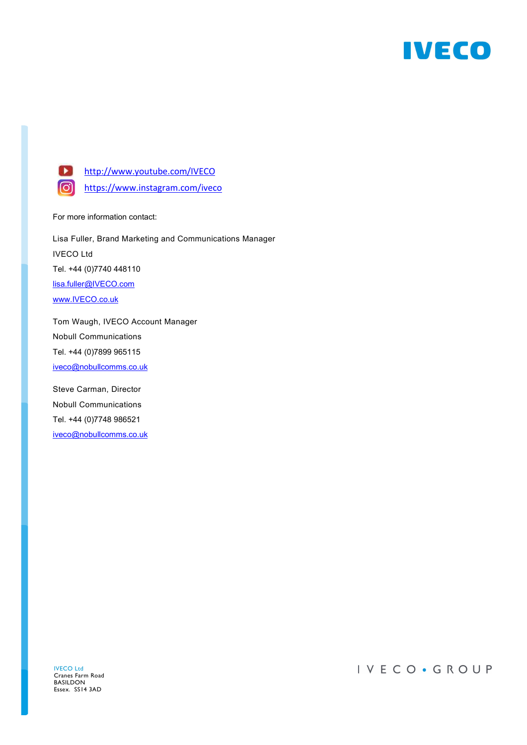http://www.youtube.com/IVECO

https://www.instagram.com/iveco

For more information contact:

Lisa Fuller, Brand Marketing and Communications Manager

IVECO Ltd

Tel. +44 (0)7740 448110

lisa.fuller@IVECO.com

www.IVECO.co.uk

Tom Waugh, IVECO Account Manager

Nobull Communications

Tel. +44 (0)7899 965115

iveco@nobullcomms.co.uk

Steve Carman, Director

Nobull Communications

Tel. +44 (0)7748 986521

iveco@nobullcomms.co.uk

IVECO Ltd
Cranes Farm Road
BASILDON
Essex. SS14 3AD